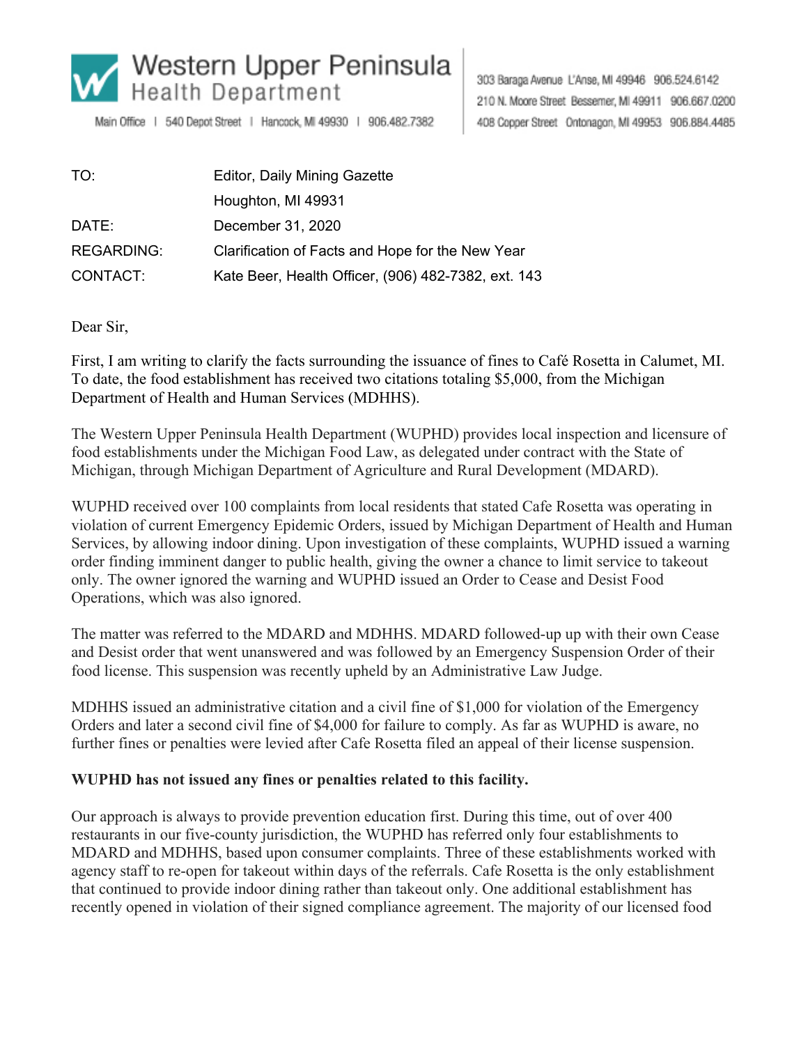Western Upper Peninsula Health Department

Main Office | 540 Depot Street | Hancock, MI 49930 | 906.482.7382

303 Baraga Avenue L'Anse, MI 49946 906.524.6142
210 N. Moore Street Bessemer, MI 49911 906.667.0200
408 Copper Street Ontonagon, MI 49953 906.884.4485

| | |
|---|---|
| TO: | Editor, Daily Mining Gazette |
| | Houghton, MI 49931 |
| DATE: | December 31, 2020 |
| REGARDING: | Clarification of Facts and Hope for the New Year |
| CONTACT: | Kate Beer, Health Officer, (906) 482-7382, ext. 143 |

Dear Sir,

First, I am writing to clarify the facts surrounding the issuance of fines to Café Rosetta in Calumet, MI. To date, the food establishment has received two citations totaling $5,000, from the Michigan Department of Health and Human Services (MDHHS).

The Western Upper Peninsula Health Department (WUPHD) provides local inspection and licensure of food establishments under the Michigan Food Law, as delegated under contract with the State of Michigan, through Michigan Department of Agriculture and Rural Development (MDARD).

WUPHD received over 100 complaints from local residents that stated Cafe Rosetta was operating in violation of current Emergency Epidemic Orders, issued by Michigan Department of Health and Human Services, by allowing indoor dining. Upon investigation of these complaints, WUPHD issued a warning order finding imminent danger to public health, giving the owner a chance to limit service to takeout only. The owner ignored the warning and WUPHD issued an Order to Cease and Desist Food Operations, which was also ignored.

The matter was referred to the MDARD and MDHHS. MDARD followed-up up with their own Cease and Desist order that went unanswered and was followed by an Emergency Suspension Order of their food license. This suspension was recently upheld by an Administrative Law Judge.

MDHHS issued an administrative citation and a civil fine of $1,000 for violation of the Emergency Orders and later a second civil fine of $4,000 for failure to comply. As far as WUPHD is aware, no further fines or penalties were levied after Cafe Rosetta filed an appeal of their license suspension.

**WUPHD has not issued any fines or penalties related to this facility.**

Our approach is always to provide prevention education first. During this time, out of over 400 restaurants in our five-county jurisdiction, the WUPHD has referred only four establishments to MDARD and MDHHS, based upon consumer complaints. Three of these establishments worked with agency staff to re-open for takeout within days of the referrals. Cafe Rosetta is the only establishment that continued to provide indoor dining rather than takeout only. One additional establishment has recently opened in violation of their signed compliance agreement. The majority of our licensed food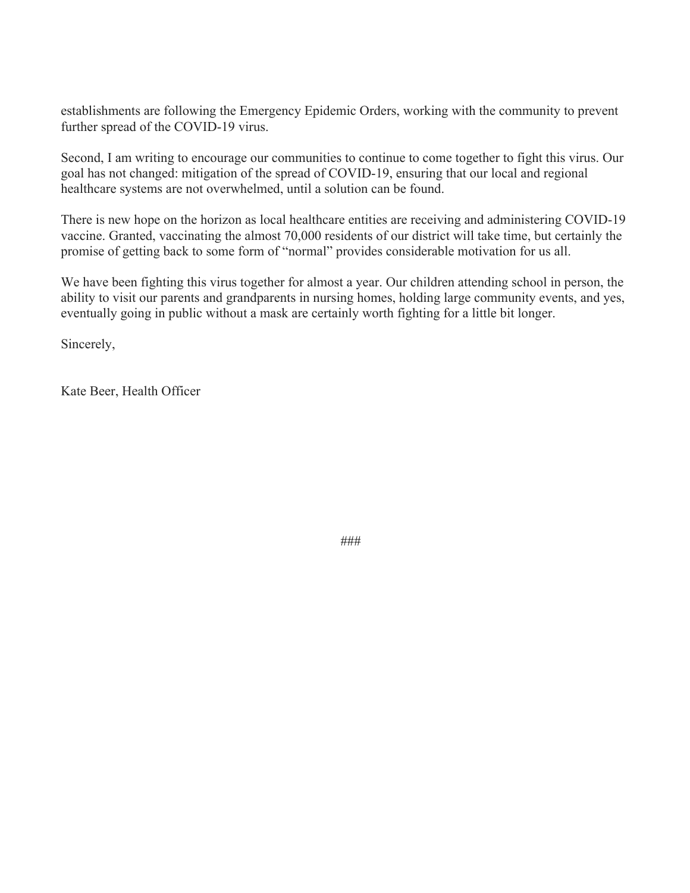establishments are following the Emergency Epidemic Orders, working with the community to prevent further spread of the COVID-19 virus.

Second, I am writing to encourage our communities to continue to come together to fight this virus. Our goal has not changed: mitigation of the spread of COVID-19, ensuring that our local and regional healthcare systems are not overwhelmed, until a solution can be found.

There is new hope on the horizon as local healthcare entities are receiving and administering COVID-19 vaccine. Granted, vaccinating the almost 70,000 residents of our district will take time, but certainly the promise of getting back to some form of "normal" provides considerable motivation for us all.

We have been fighting this virus together for almost a year. Our children attending school in person, the ability to visit our parents and grandparents in nursing homes, holding large community events, and yes, eventually going in public without a mask are certainly worth fighting for a little bit longer.

Sincerely,

Kate Beer, Health Officer

###